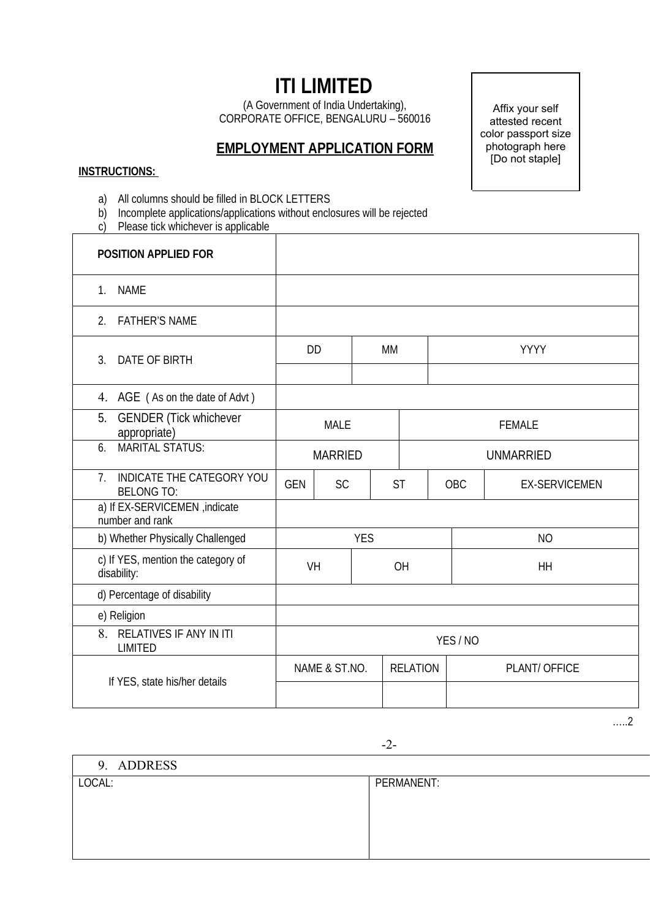# ITI LIMITED

(A Government of India Undertaking),
CORPORATE OFFICE, BENGALURU – 560016

Affix your self attested recent color passport size photograph here [Do not staple]

## EMPLOYMENT APPLICATION FORM

**INSTRUCTIONS:**

a) All columns should be filled in BLOCK LETTERS
b) Incomplete applications/applications without enclosures will be rejected
c) Please tick whichever is applicable

| | | | | | | | |
|---|---|---|---|---|---|---|---|
| **POSITION APPLIED FOR** | | | | | | | |
| 1. NAME | | | | | | | |
| 2. FATHER'S NAME | | | | | | | |
| 3. DATE OF BIRTH | DD | | MM | | YYYY | | |
| | | | | | | | |
| 4. AGE ( As on the date of Advt ) | | | | | | | |
| 5. GENDER (Tick whichever appropriate) | MALE | | | FEMALE | | | |
| 6. MARITAL STATUS: | MARRIED | | | UNMARRIED | | | |
| 7. INDICATE THE CATEGORY YOU BELONG TO: | GEN | SC | ST | OBC | EX-SERVICEMEN | | |
| a) If EX-SERVICEMEN ,indicate number and rank | | | | | | | |
| b) Whether Physically Challenged | YES | | | NO | | | |
| c) If YES, mention the category of disability: | VH | OH | | HH | | | |
| d) Percentage of disability | | | | | | | |
| e) Religion | | | | | | | |
| 8. RELATIVES IF ANY IN ITI LIMITED | YES / NO | | | | | | |
| If YES, state his/her details | NAME & ST.NO. | RELATION | PLANT/ OFFICE | | | | |
| | | | | | | | |

.....2

-2-

| 9. ADDRESS | |
|---|---|
| LOCAL: | PERMANENT: |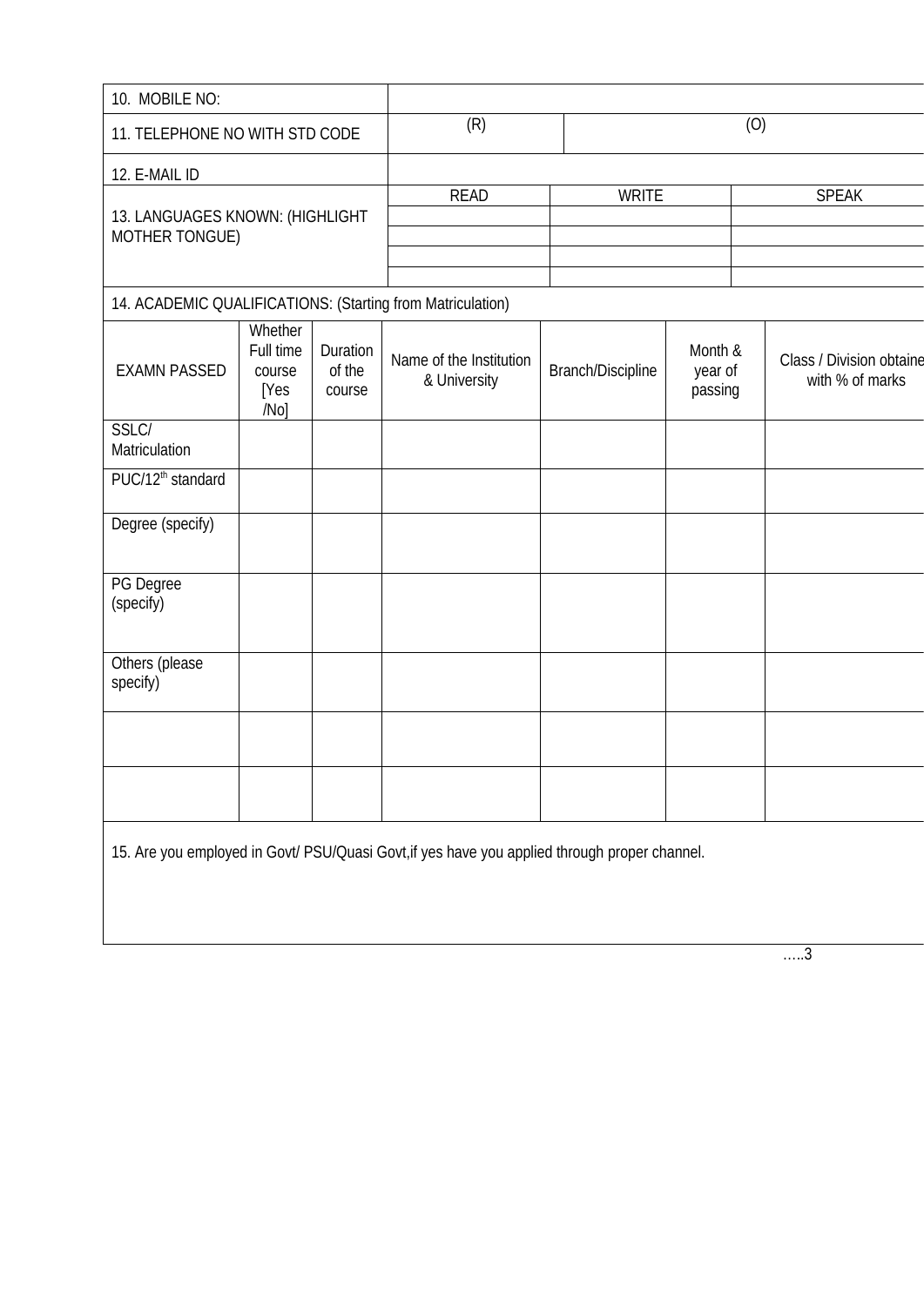| | | | |
|---|---|---|---|
| 10. MOBILE NO: | | | |
| 11. TELEPHONE NO WITH STD CODE | (R) | (O) | |
| 12. E-MAIL ID | | | |
| 13. LANGUAGES KNOWN: (HIGHLIGHT MOTHER TONGUE) | READ | WRITE | SPEAK |
| | | | |
| | | | |
| | | | |
| | | | |

14. ACADEMIC QUALIFICATIONS: (Starting from Matriculation)

| EXAMN PASSED | Whether Full time course [Yes /No] | Duration of the course | Name of the Institution & University | Branch/Discipline | Month & year of passing | Class / Division obtained with % of marks |
|---|---|---|---|---|---|---|
| SSLC/ Matriculation | | | | | | |
| PUC/12th standard | | | | | | |
| Degree (specify) | | | | | | |
| PG Degree (specify) | | | | | | |
| Others (please specify) | | | | | | |
| | | | | | | |
| | | | | | | |

15. Are you employed in Govt/ PSU/Quasi Govt,if yes have you applied through proper channel.

…..3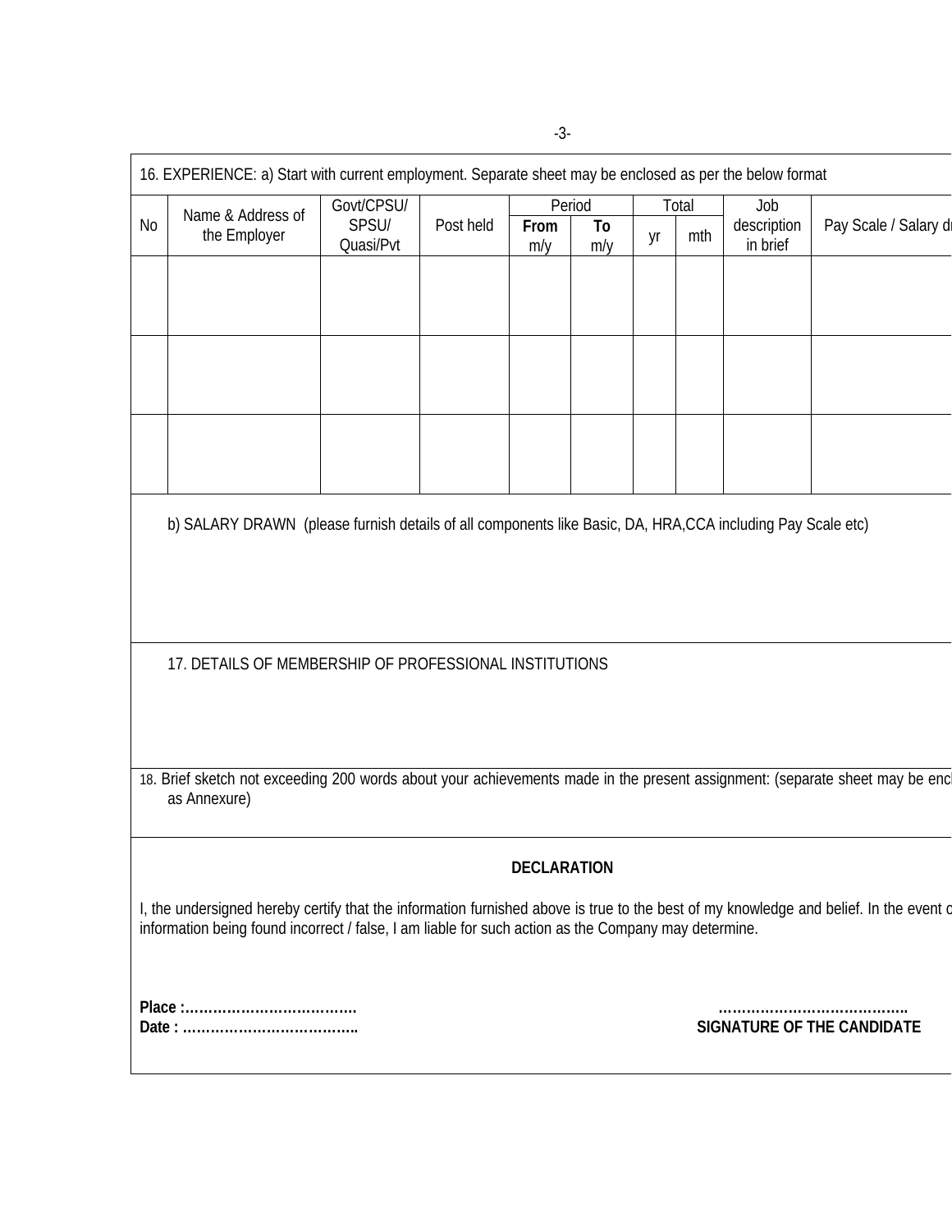16. EXPERIENCE: a) Start with current employment. Separate sheet may be enclosed as per the below format

| No | Name & Address of the Employer | Govt/CPSU/ SPSU/ Quasi/Pvt | Post held | Period | | Total | | Job description in brief | Pay Scale / Salary dr |
|---|---|---|---|---|---|---|---|---|---|
| | | | | **From** m/y | **To** m/y | yr | mth | | |
| | | | | | | | | | |
| | | | | | | | | | |
| | | | | | | | | | |

b) SALARY DRAWN (please furnish details of all components like Basic, DA, HRA,CCA including Pay Scale etc)

17. DETAILS OF MEMBERSHIP OF PROFESSIONAL INSTITUTIONS

18. Brief sketch not exceeding 200 words about your achievements made in the present assignment: (separate sheet may be encl as Annexure)

**DECLARATION**

I, the undersigned hereby certify that the information furnished above is true to the best of my knowledge and belief. In the event o information being found incorrect / false, I am liable for such action as the Company may determine.

**Place :……………………………….**
**Date : ………………………………..**

**………………………………….**
**SIGNATURE OF THE CANDIDATE**